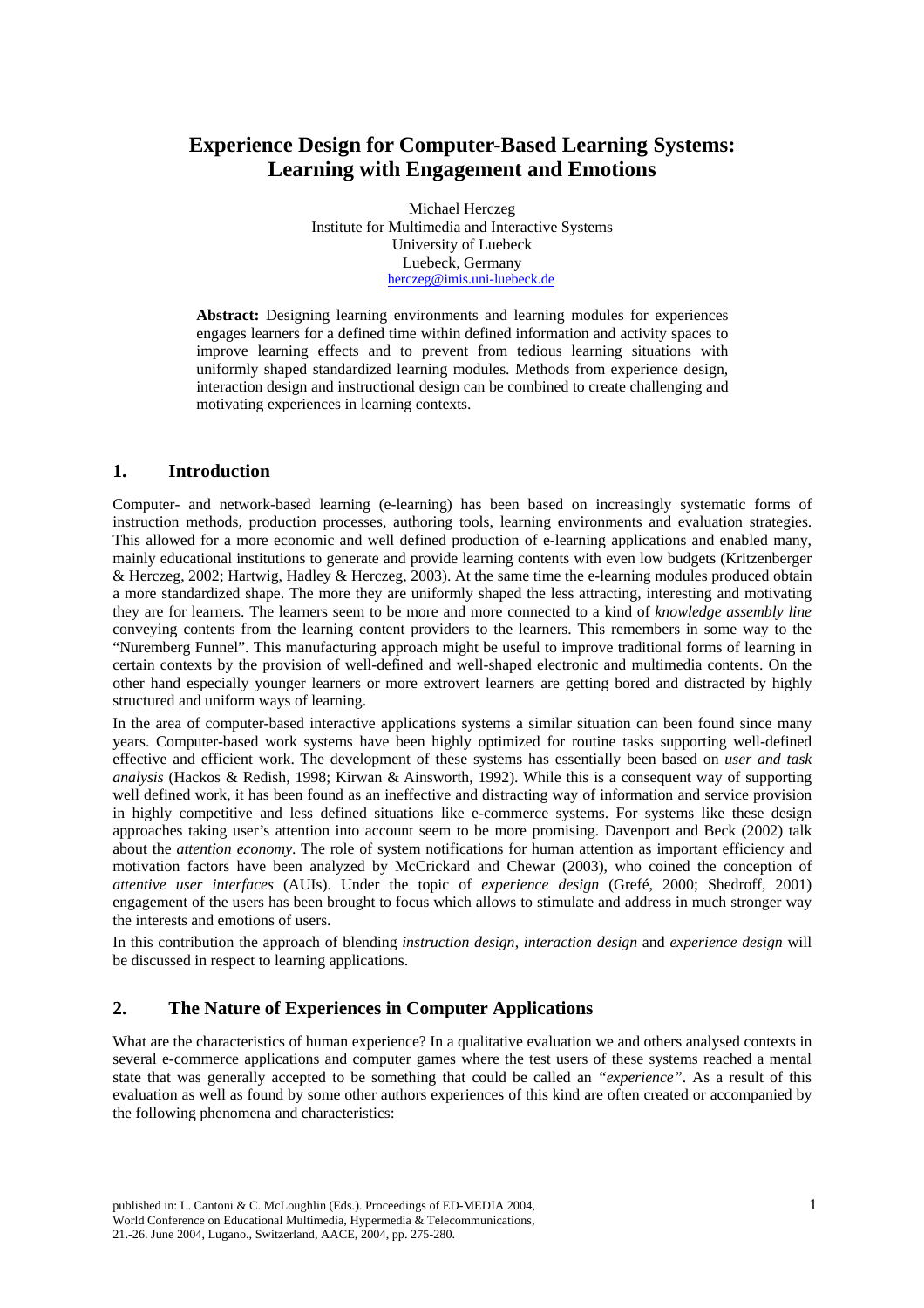# Experience Design for Computer-Based Learning Systems: Learning with Engagement and Emotions

Michael Herczeg
Institute for Multimedia and Interactive Systems
University of Luebeck
Luebeck, Germany
herczeg@imis.uni-luebeck.de

**Abstract:** Designing learning environments and learning modules for experiences engages learners for a defined time within defined information and activity spaces to improve learning effects and to prevent from tedious learning situations with uniformly shaped standardized learning modules. Methods from experience design, interaction design and instructional design can be combined to create challenging and motivating experiences in learning contexts.

## 1. Introduction

Computer- and network-based learning (e-learning) has been based on increasingly systematic forms of instruction methods, production processes, authoring tools, learning environments and evaluation strategies. This allowed for a more economic and well defined production of e-learning applications and enabled many, mainly educational institutions to generate and provide learning contents with even low budgets (Kritzenberger & Herczeg, 2002; Hartwig, Hadley & Herczeg, 2003). At the same time the e-learning modules produced obtain a more standardized shape. The more they are uniformly shaped the less attracting, interesting and motivating they are for learners. The learners seem to be more and more connected to a kind of *knowledge assembly line* conveying contents from the learning content providers to the learners. This remembers in some way to the "Nuremberg Funnel". This manufacturing approach might be useful to improve traditional forms of learning in certain contexts by the provision of well-defined and well-shaped electronic and multimedia contents. On the other hand especially younger learners or more extrovert learners are getting bored and distracted by highly structured and uniform ways of learning.

In the area of computer-based interactive applications systems a similar situation can been found since many years. Computer-based work systems have been highly optimized for routine tasks supporting well-defined effective and efficient work. The development of these systems has essentially been based on *user and task analysis* (Hackos & Redish, 1998; Kirwan & Ainsworth, 1992). While this is a consequent way of supporting well defined work, it has been found as an ineffective and distracting way of information and service provision in highly competitive and less defined situations like e-commerce systems. For systems like these design approaches taking user's attention into account seem to be more promising. Davenport and Beck (2002) talk about the *attention economy*. The role of system notifications for human attention as important efficiency and motivation factors have been analyzed by McCrickard and Chewar (2003), who coined the conception of *attentive user interfaces* (AUIs). Under the topic of *experience design* (Grefé, 2000; Shedroff, 2001) engagement of the users has been brought to focus which allows to stimulate and address in much stronger way the interests and emotions of users.

In this contribution the approach of blending *instruction design*, *interaction design* and *experience design* will be discussed in respect to learning applications.

## 2. The Nature of Experiences in Computer Applications

What are the characteristics of human experience? In a qualitative evaluation we and others analysed contexts in several e-commerce applications and computer games where the test users of these systems reached a mental state that was generally accepted to be something that could be called an *"experience"*. As a result of this evaluation as well as found by some other authors experiences of this kind are often created or accompanied by the following phenomena and characteristics:

published in: L. Cantoni & C. McLoughlin (Eds.). Proceedings of ED-MEDIA 2004, World Conference on Educational Multimedia, Hypermedia & Telecommunications, 21.-26. June 2004, Lugano., Switzerland, AACE, 2004, pp. 275-280.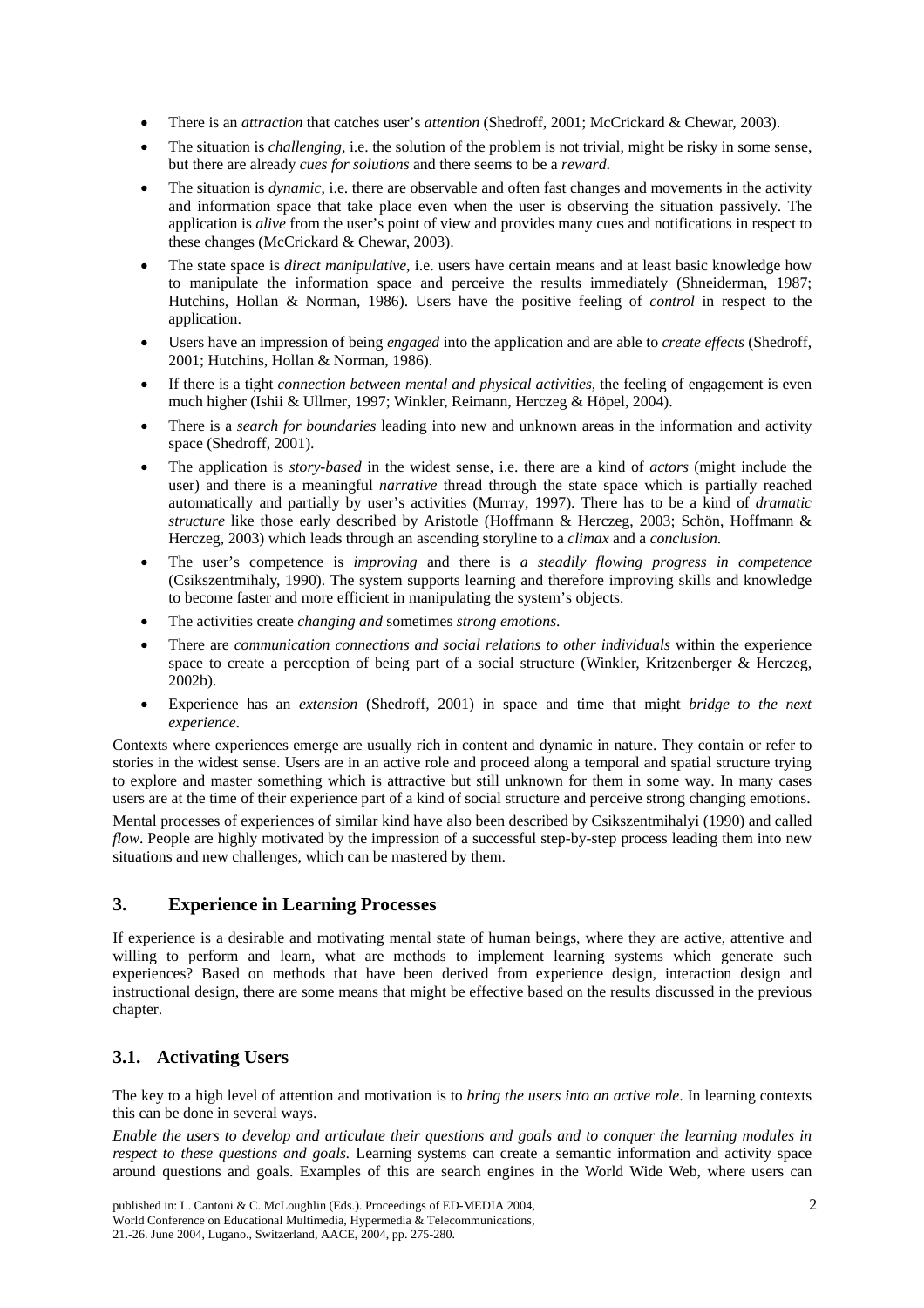- There is an *attraction* that catches user's *attention* (Shedroff, 2001; McCrickard & Chewar, 2003).
- The situation is *challenging*, i.e. the solution of the problem is not trivial, might be risky in some sense, but there are already *cues for solutions* and there seems to be a *reward*.
- The situation is *dynamic*, i.e. there are observable and often fast changes and movements in the activity and information space that take place even when the user is observing the situation passively. The application is *alive* from the user's point of view and provides many cues and notifications in respect to these changes (McCrickard & Chewar, 2003).
- The state space is *direct manipulative*, i.e. users have certain means and at least basic knowledge how to manipulate the information space and perceive the results immediately (Shneiderman, 1987; Hutchins, Hollan & Norman, 1986). Users have the positive feeling of *control* in respect to the application.
- Users have an impression of being *engaged* into the application and are able to *create effects* (Shedroff, 2001; Hutchins, Hollan & Norman, 1986).
- If there is a tight *connection between mental and physical activities*, the feeling of engagement is even much higher (Ishii & Ullmer, 1997; Winkler, Reimann, Herczeg & Höpel, 2004).
- There is a *search for boundaries* leading into new and unknown areas in the information and activity space (Shedroff, 2001).
- The application is *story-based* in the widest sense, i.e. there are a kind of *actors* (might include the user) and there is a meaningful *narrative* thread through the state space which is partially reached automatically and partially by user's activities (Murray, 1997). There has to be a kind of *dramatic structure* like those early described by Aristotle (Hoffmann & Herczeg, 2003; Schön, Hoffmann & Herczeg, 2003) which leads through an ascending storyline to a *climax* and a *conclusion*.
- The user's competence is *improving* and there is *a steadily flowing progress in competence* (Csikszentmihaly, 1990). The system supports learning and therefore improving skills and knowledge to become faster and more efficient in manipulating the system's objects.
- The activities create *changing and* sometimes *strong emotions*.
- There are *communication connections and social relations to other individuals* within the experience space to create a perception of being part of a social structure (Winkler, Kritzenberger & Herczeg, 2002b).
- Experience has an *extension* (Shedroff, 2001) in space and time that might *bridge to the next experience*.

Contexts where experiences emerge are usually rich in content and dynamic in nature. They contain or refer to stories in the widest sense. Users are in an active role and proceed along a temporal and spatial structure trying to explore and master something which is attractive but still unknown for them in some way. In many cases users are at the time of their experience part of a kind of social structure and perceive strong changing emotions.

Mental processes of experiences of similar kind have also been described by Csikszentmihalyi (1990) and called *flow*. People are highly motivated by the impression of a successful step-by-step process leading them into new situations and new challenges, which can be mastered by them.

## 3. Experience in Learning Processes

If experience is a desirable and motivating mental state of human beings, where they are active, attentive and willing to perform and learn, what are methods to implement learning systems which generate such experiences? Based on methods that have been derived from experience design, interaction design and instructional design, there are some means that might be effective based on the results discussed in the previous chapter.

### 3.1. Activating Users

The key to a high level of attention and motivation is to *bring the users into an active role*. In learning contexts this can be done in several ways.

*Enable the users to develop and articulate their questions and goals and to conquer the learning modules in respect to these questions and goals.* Learning systems can create a semantic information and activity space around questions and goals. Examples of this are search engines in the World Wide Web, where users can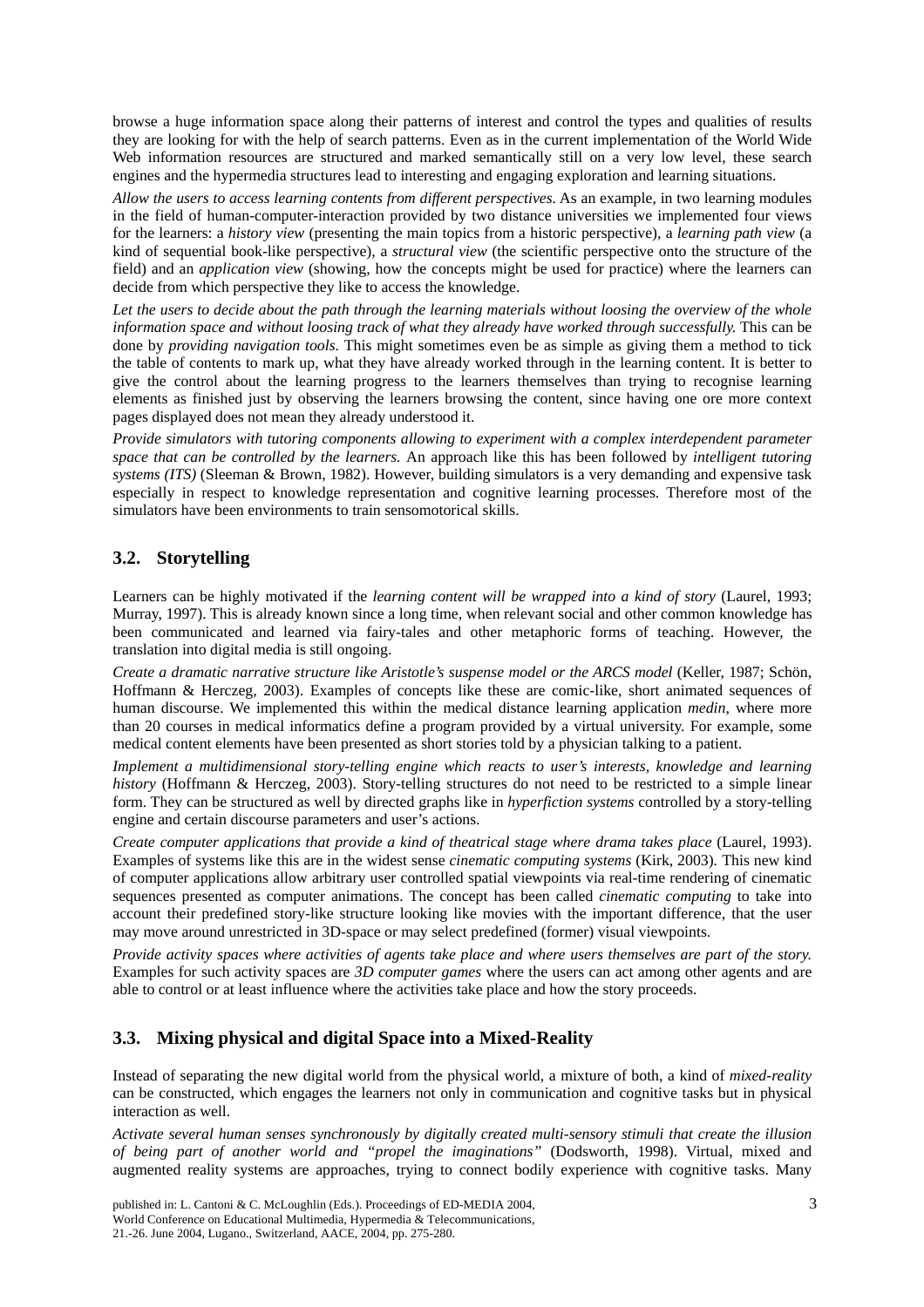browse a huge information space along their patterns of interest and control the types and qualities of results they are looking for with the help of search patterns. Even as in the current implementation of the World Wide Web information resources are structured and marked semantically still on a very low level, these search engines and the hypermedia structures lead to interesting and engaging exploration and learning situations.

*Allow the users to access learning contents from different perspectives.* As an example, in two learning modules in the field of human-computer-interaction provided by two distance universities we implemented four views for the learners: a *history view* (presenting the main topics from a historic perspective), a *learning path view* (a kind of sequential book-like perspective), a *structural view* (the scientific perspective onto the structure of the field) and an *application view* (showing, how the concepts might be used for practice) where the learners can decide from which perspective they like to access the knowledge.

*Let the users to decide about the path through the learning materials without loosing the overview of the whole information space and without loosing track of what they already have worked through successfully.* This can be done by *providing navigation tools*. This might sometimes even be as simple as giving them a method to tick the table of contents to mark up, what they have already worked through in the learning content. It is better to give the control about the learning progress to the learners themselves than trying to recognise learning elements as finished just by observing the learners browsing the content, since having one ore more context pages displayed does not mean they already understood it.

*Provide simulators with tutoring components allowing to experiment with a complex interdependent parameter space that can be controlled by the learners.* An approach like this has been followed by *intelligent tutoring systems (ITS)* (Sleeman & Brown, 1982). However, building simulators is a very demanding and expensive task especially in respect to knowledge representation and cognitive learning processes. Therefore most of the simulators have been environments to train sensomotorical skills.

## 3.2. Storytelling

Learners can be highly motivated if the *learning content will be wrapped into a kind of story* (Laurel, 1993; Murray, 1997). This is already known since a long time, when relevant social and other common knowledge has been communicated and learned via fairy-tales and other metaphoric forms of teaching. However, the translation into digital media is still ongoing.

*Create a dramatic narrative structure like Aristotle's suspense model or the ARCS model* (Keller, 1987; Schön, Hoffmann & Herczeg, 2003). Examples of concepts like these are comic-like, short animated sequences of human discourse. We implemented this within the medical distance learning application *medin*, where more than 20 courses in medical informatics define a program provided by a virtual university. For example, some medical content elements have been presented as short stories told by a physician talking to a patient.

*Implement a multidimensional story-telling engine which reacts to user's interests, knowledge and learning history* (Hoffmann & Herczeg, 2003). Story-telling structures do not need to be restricted to a simple linear form. They can be structured as well by directed graphs like in *hyperfiction systems* controlled by a story-telling engine and certain discourse parameters and user's actions.

*Create computer applications that provide a kind of theatrical stage where drama takes place* (Laurel, 1993). Examples of systems like this are in the widest sense *cinematic computing systems* (Kirk, 2003). This new kind of computer applications allow arbitrary user controlled spatial viewpoints via real-time rendering of cinematic sequences presented as computer animations. The concept has been called *cinematic computing* to take into account their predefined story-like structure looking like movies with the important difference, that the user may move around unrestricted in 3D-space or may select predefined (former) visual viewpoints.

*Provide activity spaces where activities of agents take place and where users themselves are part of the story.* Examples for such activity spaces are *3D computer games* where the users can act among other agents and are able to control or at least influence where the activities take place and how the story proceeds.

## 3.3. Mixing physical and digital Space into a Mixed-Reality

Instead of separating the new digital world from the physical world, a mixture of both, a kind of *mixed-reality* can be constructed, which engages the learners not only in communication and cognitive tasks but in physical interaction as well.

*Activate several human senses synchronously by digitally created multi-sensory stimuli that create the illusion of being part of another world and "propel the imaginations"* (Dodsworth, 1998). Virtual, mixed and augmented reality systems are approaches, trying to connect bodily experience with cognitive tasks. Many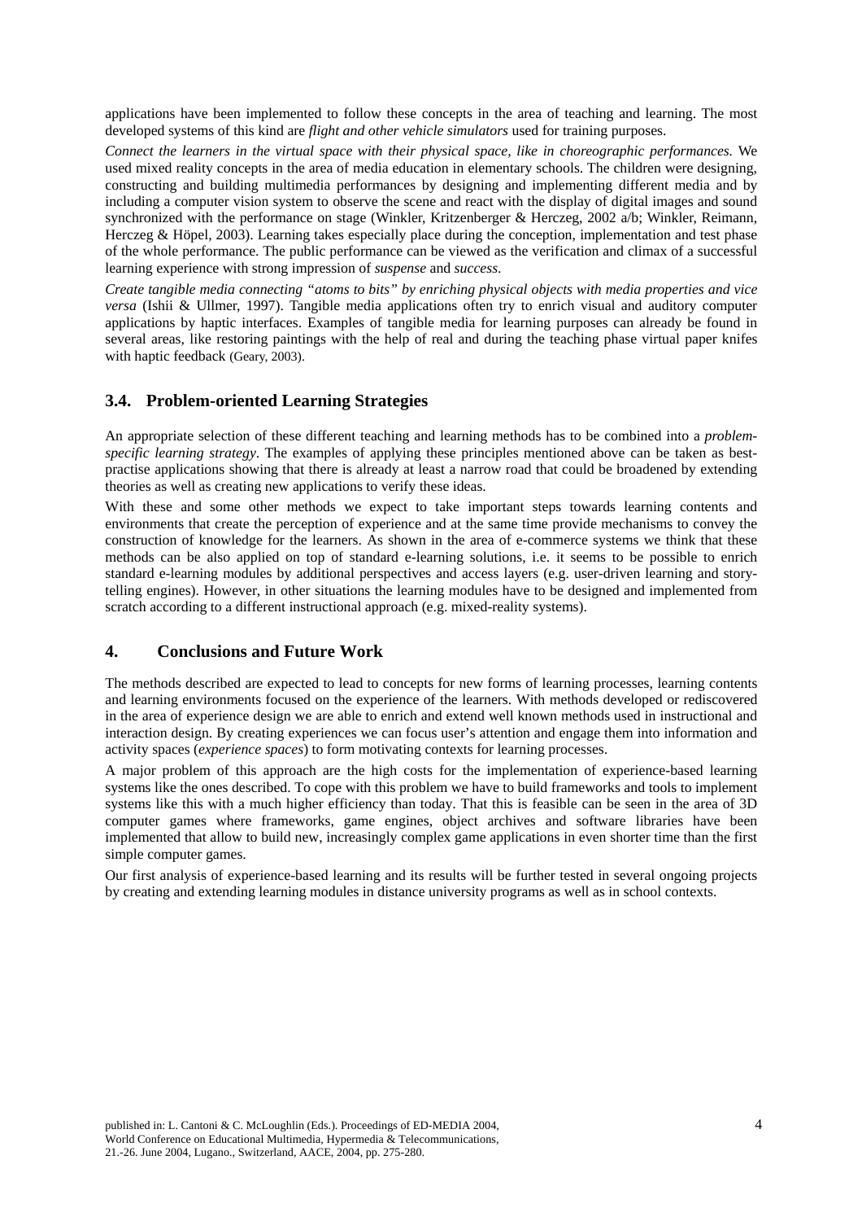applications have been implemented to follow these concepts in the area of teaching and learning. The most developed systems of this kind are *flight and other vehicle simulators* used for training purposes.

*Connect the learners in the virtual space with their physical space, like in choreographic performances.* We used mixed reality concepts in the area of media education in elementary schools. The children were designing, constructing and building multimedia performances by designing and implementing different media and by including a computer vision system to observe the scene and react with the display of digital images and sound synchronized with the performance on stage (Winkler, Kritzenberger & Herczeg, 2002 a/b; Winkler, Reimann, Herczeg & Höpel, 2003). Learning takes especially place during the conception, implementation and test phase of the whole performance. The public performance can be viewed as the verification and climax of a successful learning experience with strong impression of *suspense* and *success*.

*Create tangible media connecting "atoms to bits" by enriching physical objects with media properties and vice versa* (Ishii & Ullmer, 1997). Tangible media applications often try to enrich visual and auditory computer applications by haptic interfaces. Examples of tangible media for learning purposes can already be found in several areas, like restoring paintings with the help of real and during the teaching phase virtual paper knifes with haptic feedback (Geary, 2003).

### 3.4. Problem-oriented Learning Strategies

An appropriate selection of these different teaching and learning methods has to be combined into a *problem-specific learning strategy*. The examples of applying these principles mentioned above can be taken as best-practise applications showing that there is already at least a narrow road that could be broadened by extending theories as well as creating new applications to verify these ideas.

With these and some other methods we expect to take important steps towards learning contents and environments that create the perception of experience and at the same time provide mechanisms to convey the construction of knowledge for the learners. As shown in the area of e-commerce systems we think that these methods can be also applied on top of standard e-learning solutions, i.e. it seems to be possible to enrich standard e-learning modules by additional perspectives and access layers (e.g. user-driven learning and story-telling engines). However, in other situations the learning modules have to be designed and implemented from scratch according to a different instructional approach (e.g. mixed-reality systems).

## 4. Conclusions and Future Work

The methods described are expected to lead to concepts for new forms of learning processes, learning contents and learning environments focused on the experience of the learners. With methods developed or rediscovered in the area of experience design we are able to enrich and extend well known methods used in instructional and interaction design. By creating experiences we can focus user's attention and engage them into information and activity spaces (*experience spaces*) to form motivating contexts for learning processes.

A major problem of this approach are the high costs for the implementation of experience-based learning systems like the ones described. To cope with this problem we have to build frameworks and tools to implement systems like this with a much higher efficiency than today. That this is feasible can be seen in the area of 3D computer games where frameworks, game engines, object archives and software libraries have been implemented that allow to build new, increasingly complex game applications in even shorter time than the first simple computer games.

Our first analysis of experience-based learning and its results will be further tested in several ongoing projects by creating and extending learning modules in distance university programs as well as in school contexts.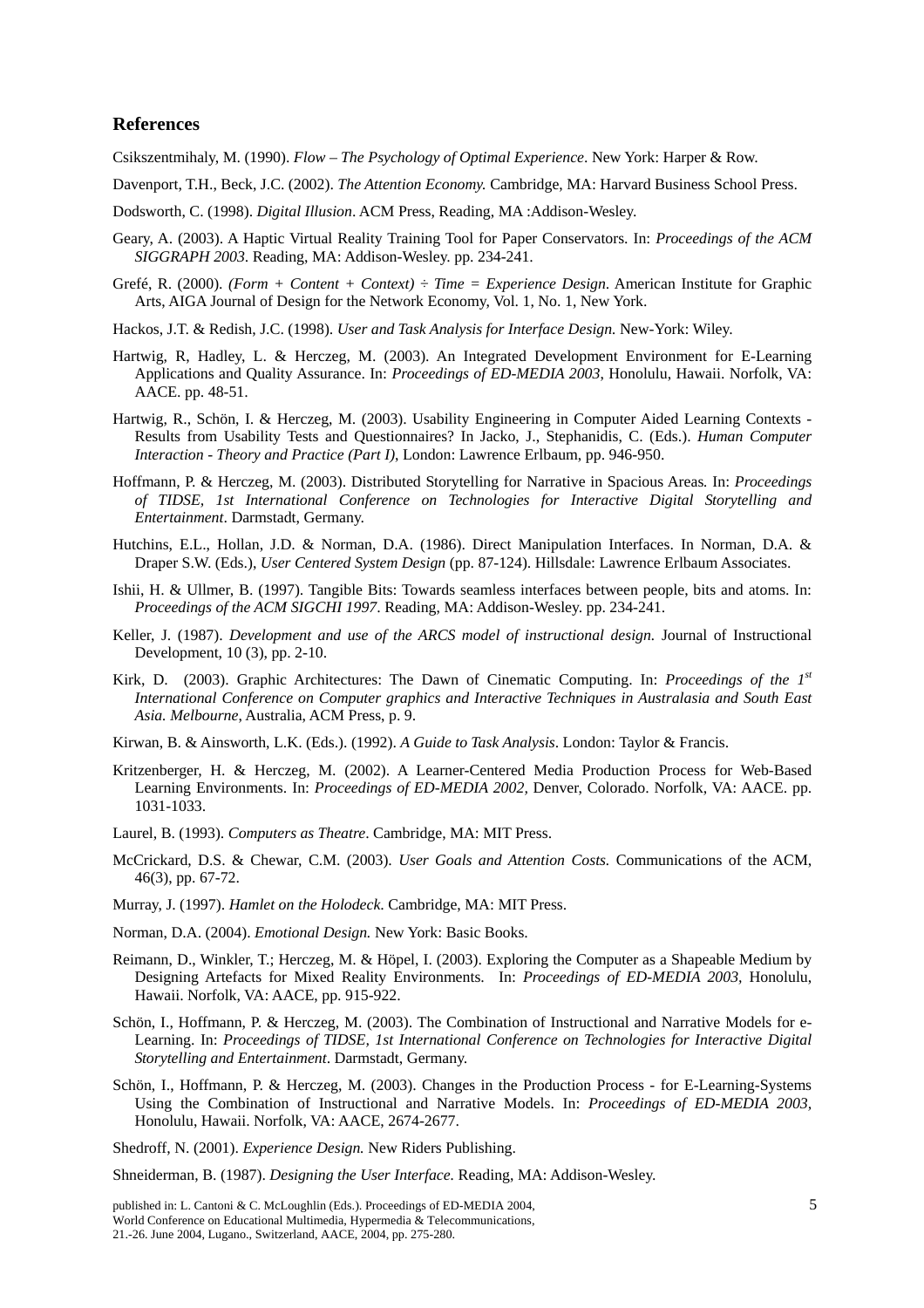## References

Csikszentmihaly, M. (1990). *Flow – The Psychology of Optimal Experience*. New York: Harper & Row.

Davenport, T.H., Beck, J.C. (2002). *The Attention Economy.* Cambridge, MA: Harvard Business School Press.

Dodsworth, C. (1998). *Digital Illusion*. ACM Press, Reading, MA :Addison-Wesley.

Geary, A. (2003). A Haptic Virtual Reality Training Tool for Paper Conservators. In: *Proceedings of the ACM SIGGRAPH 2003*. Reading, MA: Addison-Wesley. pp. 234-241.

Grefé, R. (2000). *(Form + Content + Context) ÷ Time = Experience Design*. American Institute for Graphic Arts, AIGA Journal of Design for the Network Economy, Vol. 1, No. 1, New York.

Hackos, J.T. & Redish, J.C. (1998). *User and Task Analysis for Interface Design.* New-York: Wiley.

Hartwig, R, Hadley, L. & Herczeg, M. (2003). An Integrated Development Environment for E-Learning Applications and Quality Assurance. In: *Proceedings of ED-MEDIA 2003*, Honolulu, Hawaii. Norfolk, VA: AACE. pp. 48-51.

Hartwig, R., Schön, I. & Herczeg, M. (2003). Usability Engineering in Computer Aided Learning Contexts - Results from Usability Tests and Questionnaires? In Jacko, J., Stephanidis, C. (Eds.). *Human Computer Interaction - Theory and Practice (Part I)*, London: Lawrence Erlbaum, pp. 946-950.

Hoffmann, P. & Herczeg, M. (2003). Distributed Storytelling for Narrative in Spacious Areas. In: *Proceedings of TIDSE, 1st International Conference on Technologies for Interactive Digital Storytelling and Entertainment*. Darmstadt, Germany.

Hutchins, E.L., Hollan, J.D. & Norman, D.A. (1986). Direct Manipulation Interfaces. In Norman, D.A. & Draper S.W. (Eds.), *User Centered System Design* (pp. 87-124). Hillsdale: Lawrence Erlbaum Associates.

Ishii, H. & Ullmer, B. (1997). Tangible Bits: Towards seamless interfaces between people, bits and atoms. In: *Proceedings of the ACM SIGCHI 1997*. Reading, MA: Addison-Wesley. pp. 234-241.

Keller, J. (1987). *Development and use of the ARCS model of instructional design.* Journal of Instructional Development, 10 (3), pp. 2-10.

Kirk, D. (2003). Graphic Architectures: The Dawn of Cinematic Computing. In: *Proceedings of the 1st International Conference on Computer graphics and Interactive Techniques in Australasia and South East Asia. Melbourne*, Australia, ACM Press, p. 9.

Kirwan, B. & Ainsworth, L.K. (Eds.). (1992). *A Guide to Task Analysis*. London: Taylor & Francis.

Kritzenberger, H. & Herczeg, M. (2002). A Learner-Centered Media Production Process for Web-Based Learning Environments. In: *Proceedings of ED-MEDIA 2002*, Denver, Colorado. Norfolk, VA: AACE. pp. 1031-1033.

Laurel, B. (1993). *Computers as Theatre*. Cambridge, MA: MIT Press.

McCrickard, D.S. & Chewar, C.M. (2003). *User Goals and Attention Costs.* Communications of the ACM, 46(3), pp. 67-72.

Murray, J. (1997). *Hamlet on the Holodeck.* Cambridge, MA: MIT Press.

Norman, D.A. (2004). *Emotional Design.* New York: Basic Books.

Reimann, D., Winkler, T.; Herczeg, M. & Höpel, I. (2003). Exploring the Computer as a Shapeable Medium by Designing Artefacts for Mixed Reality Environments. In: *Proceedings of ED-MEDIA 2003*, Honolulu, Hawaii. Norfolk, VA: AACE, pp. 915-922.

Schön, I., Hoffmann, P. & Herczeg, M. (2003). The Combination of Instructional and Narrative Models for e-Learning. In: *Proceedings of TIDSE, 1st International Conference on Technologies for Interactive Digital Storytelling and Entertainment*. Darmstadt, Germany.

Schön, I., Hoffmann, P. & Herczeg, M. (2003). Changes in the Production Process - for E-Learning-Systems Using the Combination of Instructional and Narrative Models. In: *Proceedings of ED-MEDIA 2003*, Honolulu, Hawaii. Norfolk, VA: AACE, 2674-2677.

Shedroff, N. (2001). *Experience Design.* New Riders Publishing.

Shneiderman, B. (1987). *Designing the User Interface.* Reading, MA: Addison-Wesley.

published in: L. Cantoni & C. McLoughlin (Eds.). Proceedings of ED-MEDIA 2004, World Conference on Educational Multimedia, Hypermedia & Telecommunications, 21.-26. June 2004, Lugano., Switzerland, AACE, 2004, pp. 275-280.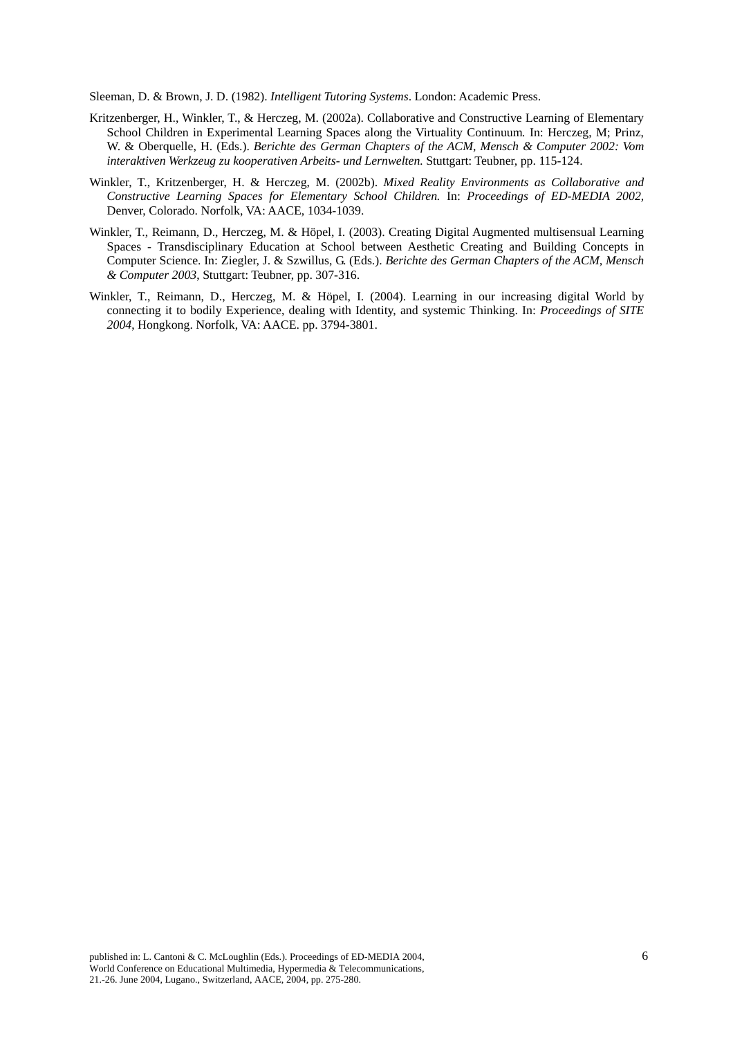Sleeman, D. & Brown, J. D. (1982). *Intelligent Tutoring Systems*. London: Academic Press.

Kritzenberger, H., Winkler, T., & Herczeg, M. (2002a). Collaborative and Constructive Learning of Elementary School Children in Experimental Learning Spaces along the Virtuality Continuum. In: Herczeg, M; Prinz, W. & Oberquelle, H. (Eds.). *Berichte des German Chapters of the ACM, Mensch & Computer 2002: Vom interaktiven Werkzeug zu kooperativen Arbeits- und Lernwelten.* Stuttgart: Teubner, pp. 115-124.

Winkler, T., Kritzenberger, H. & Herczeg, M. (2002b). *Mixed Reality Environments as Collaborative and Constructive Learning Spaces for Elementary School Children.* In: *Proceedings of ED-MEDIA 2002*, Denver, Colorado. Norfolk, VA: AACE, 1034-1039.

Winkler, T., Reimann, D., Herczeg, M. & Höpel, I. (2003). Creating Digital Augmented multisensual Learning Spaces - Transdisciplinary Education at School between Aesthetic Creating and Building Concepts in Computer Science. In: Ziegler, J. & Szwillus, G. (Eds.). *Berichte des German Chapters of the ACM, Mensch & Computer 2003*, Stuttgart: Teubner, pp. 307-316.

Winkler, T., Reimann, D., Herczeg, M. & Höpel, I. (2004). Learning in our increasing digital World by connecting it to bodily Experience, dealing with Identity, and systemic Thinking. In: *Proceedings of SITE 2004*, Hongkong. Norfolk, VA: AACE. pp. 3794-3801.

published in: L. Cantoni & C. McLoughlin (Eds.). Proceedings of ED-MEDIA 2004, World Conference on Educational Multimedia, Hypermedia & Telecommunications, 21.-26. June 2004, Lugano., Switzerland, AACE, 2004, pp. 275-280.